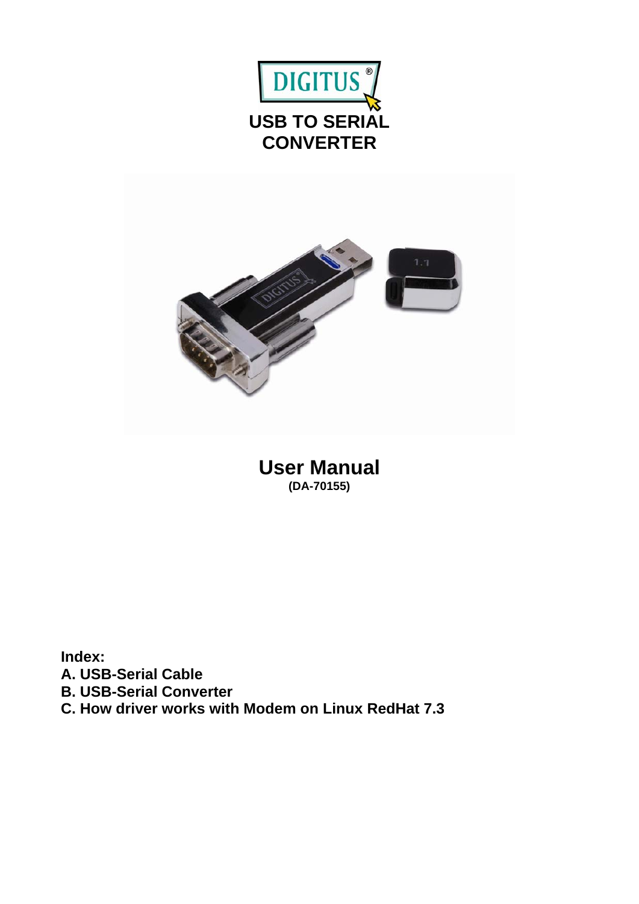# USB TO SERIAL CONVERTER

## User Manual

**(DA-70155)**

**Index:**

**A. USB-Serial Cable**

**B. USB-Serial Converter**

**C. How driver works with Modem on Linux RedHat 7.3**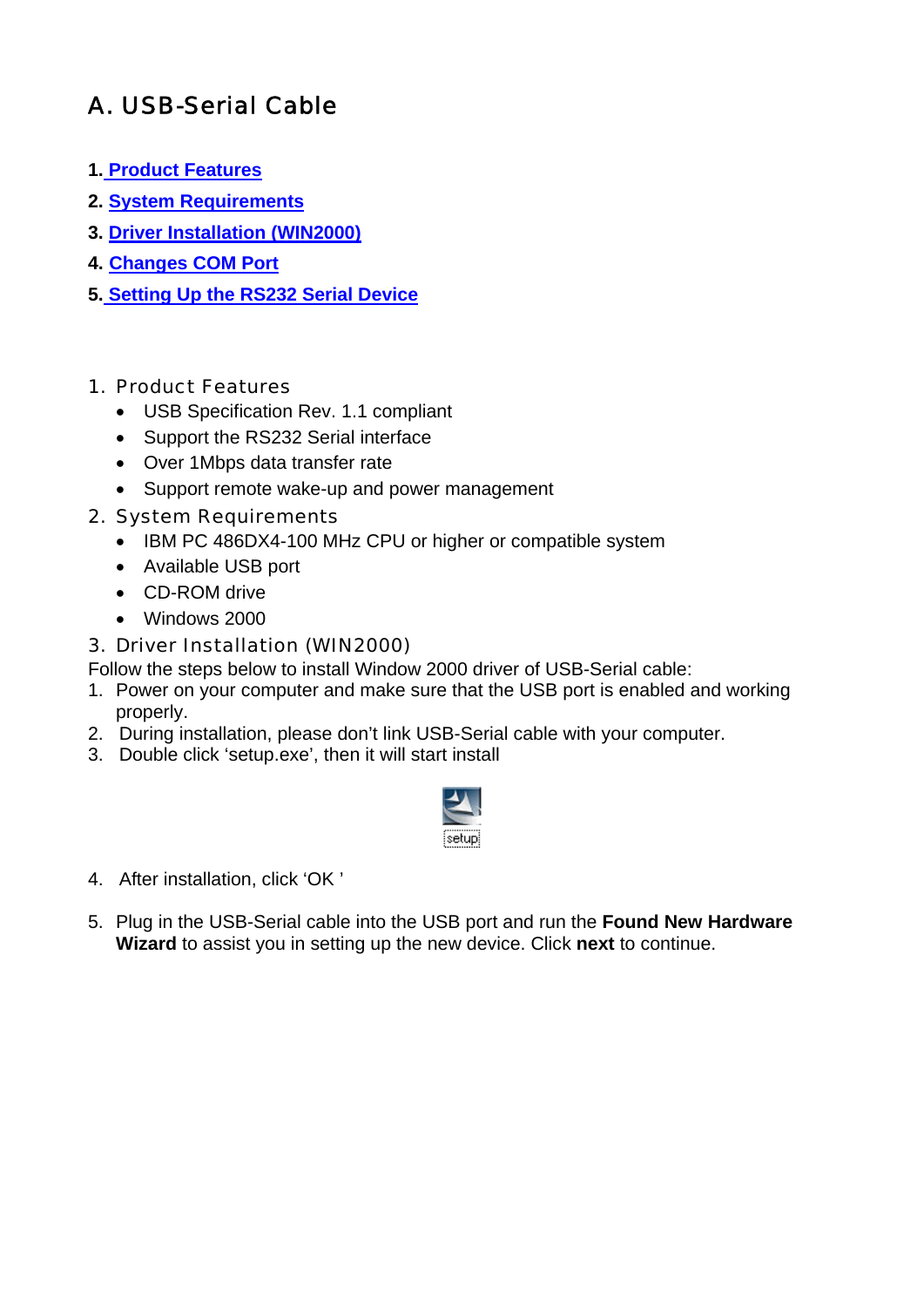# A. USB-Serial Cable

1. Product Features
2. System Requirements
3. Driver Installation (WIN2000)
4. Changes COM Port
5. Setting Up the RS232 Serial Device

## 1. Product Features

- USB Specification Rev. 1.1 compliant
- Support the RS232 Serial interface
- Over 1Mbps data transfer rate
- Support remote wake-up and power management

## 2. System Requirements

- IBM PC 486DX4-100 MHz CPU or higher or compatible system
- Available USB port
- CD-ROM drive
- Windows 2000

## 3. Driver Installation (WIN2000)

Follow the steps below to install Window 2000 driver of USB-Serial cable:

1. Power on your computer and make sure that the USB port is enabled and working properly.
2. During installation, please don't link USB-Serial cable with your computer.
3. Double click 'setup.exe', then it will start install

setup

4. After installation, click 'OK '

5. Plug in the USB-Serial cable into the USB port and run the **Found New Hardware Wizard** to assist you in setting up the new device. Click **next** to continue.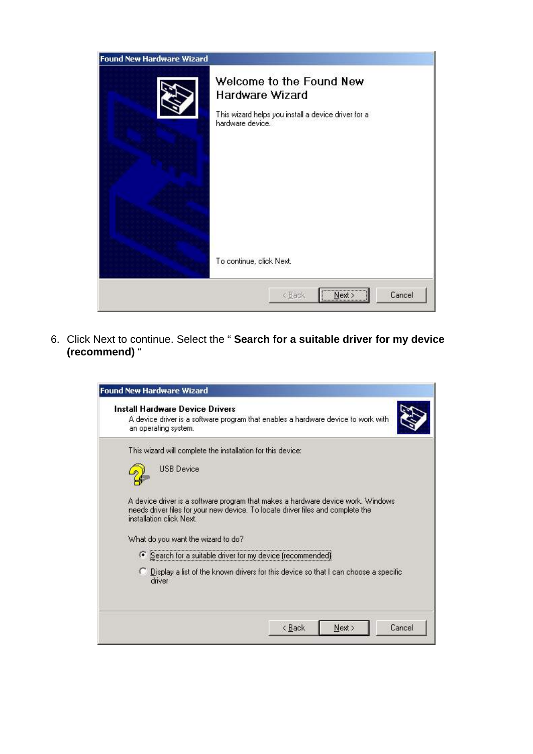6. Click Next to continue. Select the " **Search for a suitable driver for my device (recommend)** "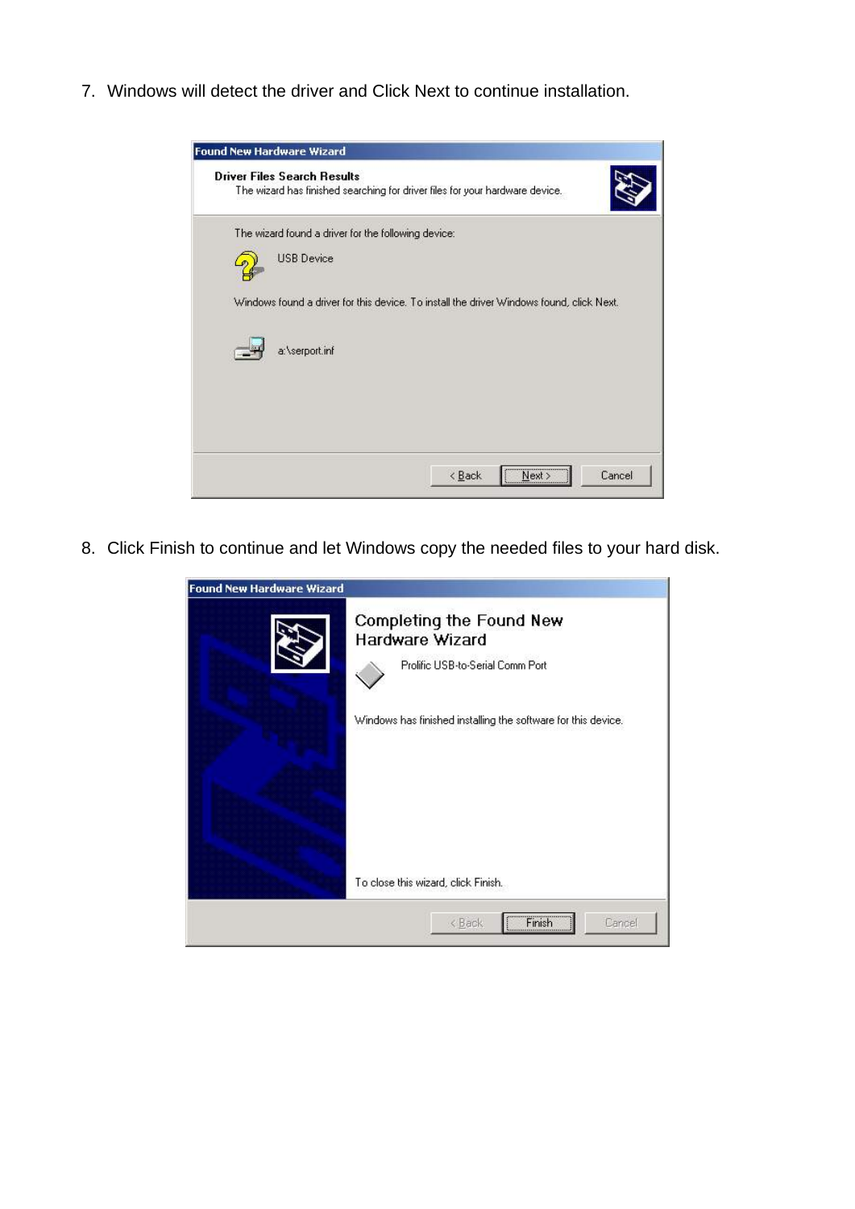7. Windows will detect the driver and Click Next to continue installation.

8. Click Finish to continue and let Windows copy the needed files to your hard disk.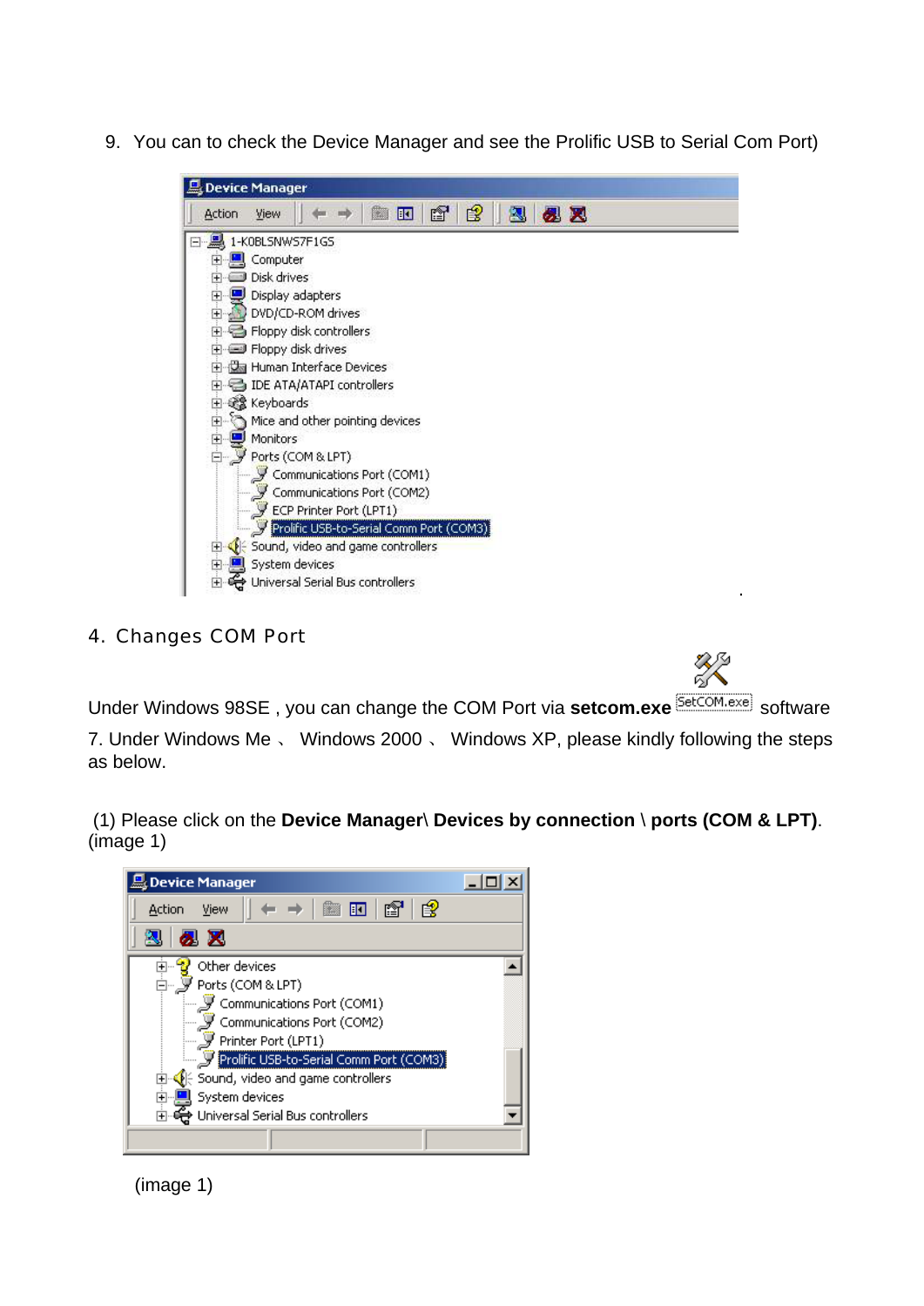9. You can to check the Device Manager and see the Prolific USB to Serial Com Port)

## 4. Changes COM Port

Under Windows 98SE , you can change the COM Port via **setcom.exe** SetCOM.exe software

7. Under Windows Me 、 Windows 2000 、 Windows XP, please kindly following the steps as below.

(1) Please click on the **Device Manager\ Devices by connection \ ports (COM & LPT)**. (image 1)

(image 1)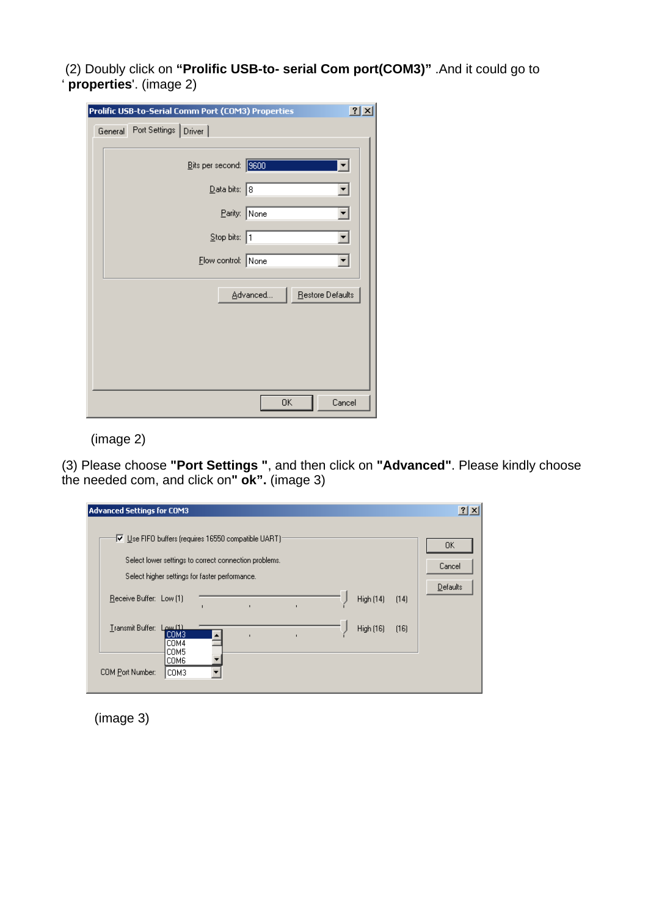(2) Doubly click on **"Prolific USB-to- serial Com port(COM3)"** .And it could go to '**properties**'. (image 2)

(image 2)

(3) Please choose **"Port Settings "**, and then click on **"Advanced"**. Please kindly choose the needed com, and click on**" ok".** (image 3)

(image 3)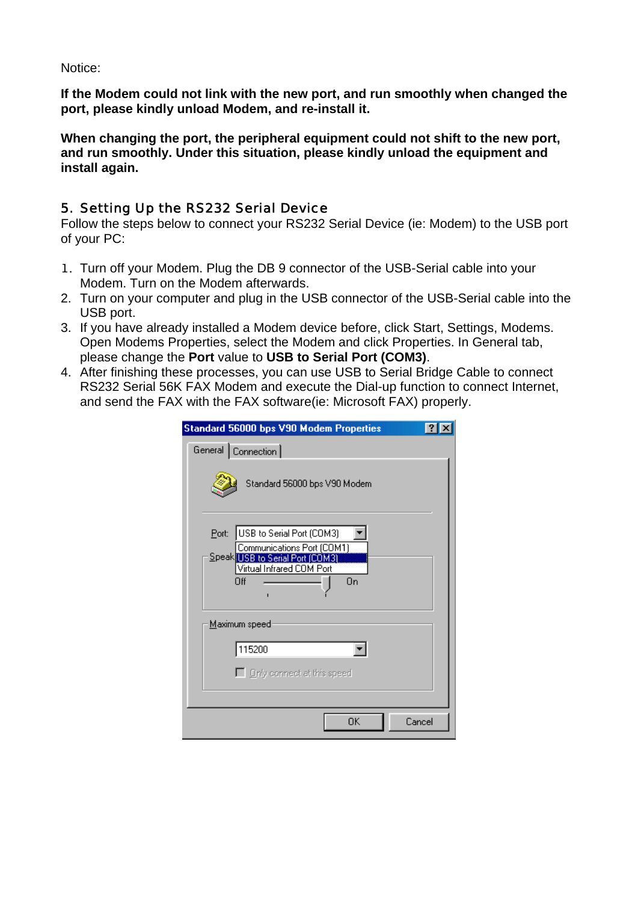Notice:

**If the Modem could not link with the new port, and run smoothly when changed the port, please kindly unload Modem, and re-install it.**

**When changing the port, the peripheral equipment could not shift to the new port, and run smoothly. Under this situation, please kindly unload the equipment and install again.**

## 5. Setting Up the RS232 Serial Device

Follow the steps below to connect your RS232 Serial Device (ie: Modem) to the USB port of your PC:

1. Turn off your Modem. Plug the DB 9 connector of the USB-Serial cable into your Modem. Turn on the Modem afterwards.
2. Turn on your computer and plug in the USB connector of the USB-Serial cable into the USB port.
3. If you have already installed a Modem device before, click Start, Settings, Modems. Open Modems Properties, select the Modem and click Properties. In General tab, please change the **Port** value to **USB to Serial Port (COM3)**.
4. After finishing these processes, you can use USB to Serial Bridge Cable to connect RS232 Serial 56K FAX Modem and execute the Dial-up function to connect Internet, and send the FAX with the FAX software(ie: Microsoft FAX) properly.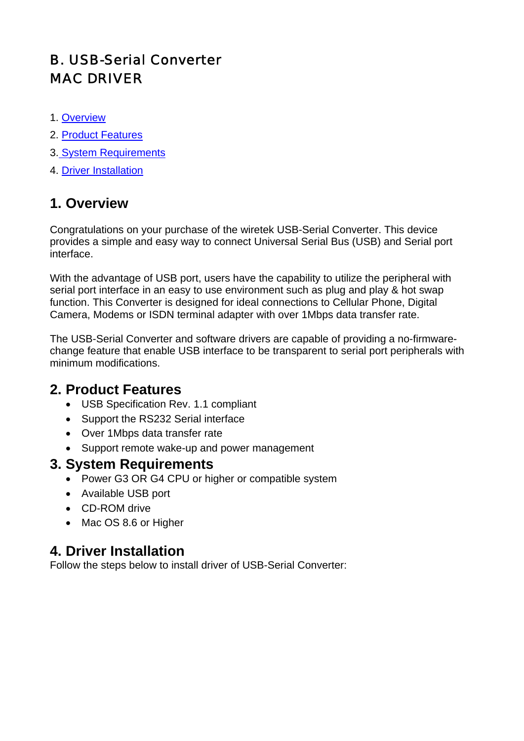# B. USB-Serial Converter MAC DRIVER

1. Overview
2. Product Features
3. System Requirements
4. Driver Installation

## 1. Overview

Congratulations on your purchase of the wiretek USB-Serial Converter. This device provides a simple and easy way to connect Universal Serial Bus (USB) and Serial port interface.

With the advantage of USB port, users have the capability to utilize the peripheral with serial port interface in an easy to use environment such as plug and play & hot swap function. This Converter is designed for ideal connections to Cellular Phone, Digital Camera, Modems or ISDN terminal adapter with over 1Mbps data transfer rate.

The USB-Serial Converter and software drivers are capable of providing a no-firmware-change feature that enable USB interface to be transparent to serial port peripherals with minimum modifications.

## 2. Product Features

- USB Specification Rev. 1.1 compliant
- Support the RS232 Serial interface
- Over 1Mbps data transfer rate
- Support remote wake-up and power management

## 3. System Requirements

- Power G3 OR G4 CPU or higher or compatible system
- Available USB port
- CD-ROM drive
- Mac OS 8.6 or Higher

## 4. Driver Installation

Follow the steps below to install driver of USB-Serial Converter: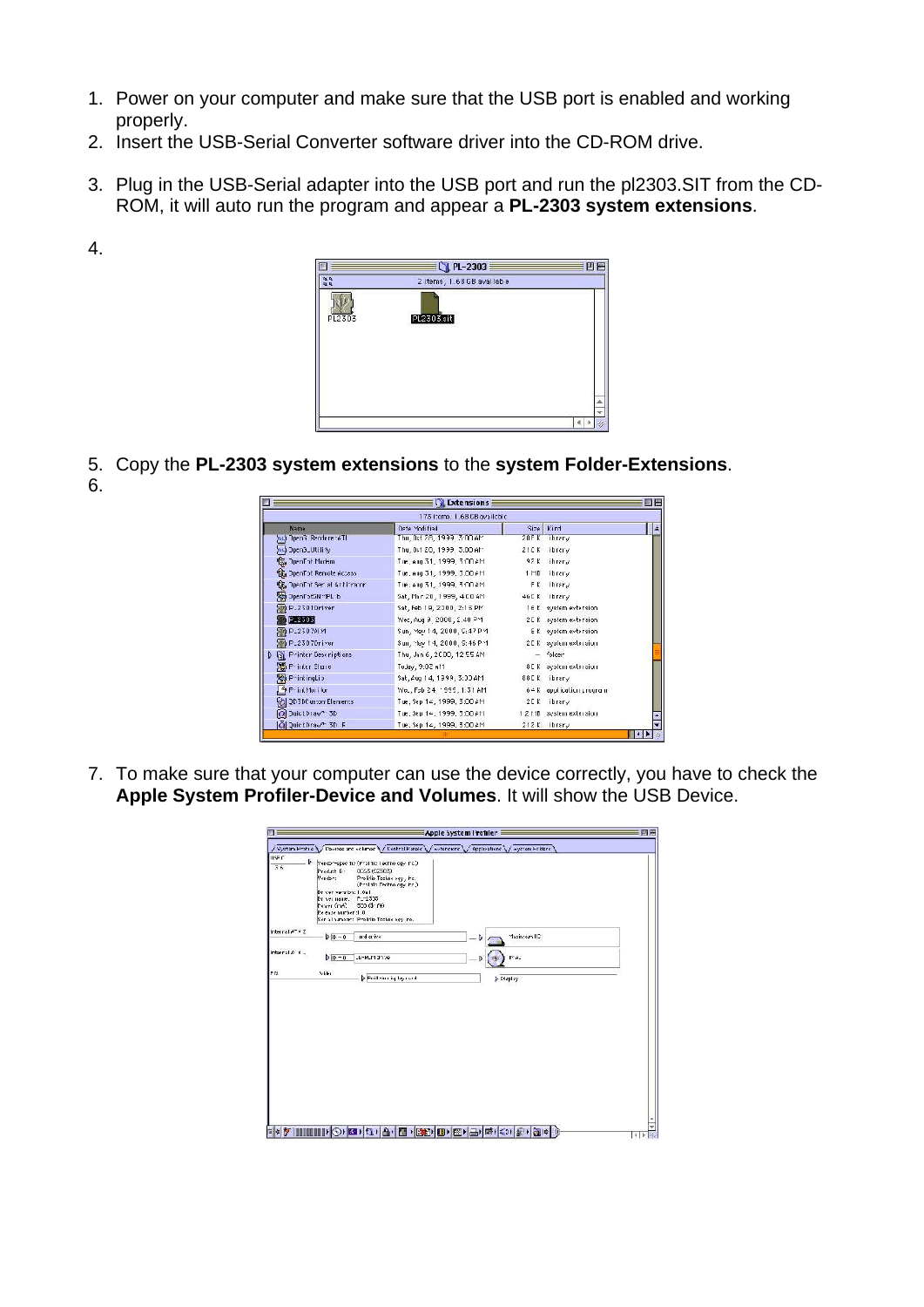1. Power on your computer and make sure that the USB port is enabled and working properly.
2. Insert the USB-Serial Converter software driver into the CD-ROM drive.
3. Plug in the USB-Serial adapter into the USB port and run the pl2303.SIT from the CD-ROM, it will auto run the program and appear a **PL-2303 system extensions**.
4. 
5. Copy the **PL-2303 system extensions** to the **system Folder-Extensions**.
6. 
7. To make sure that your computer can use the device correctly, you have to check the **Apple System Profiler-Device and Volumes**. It will show the USB Device.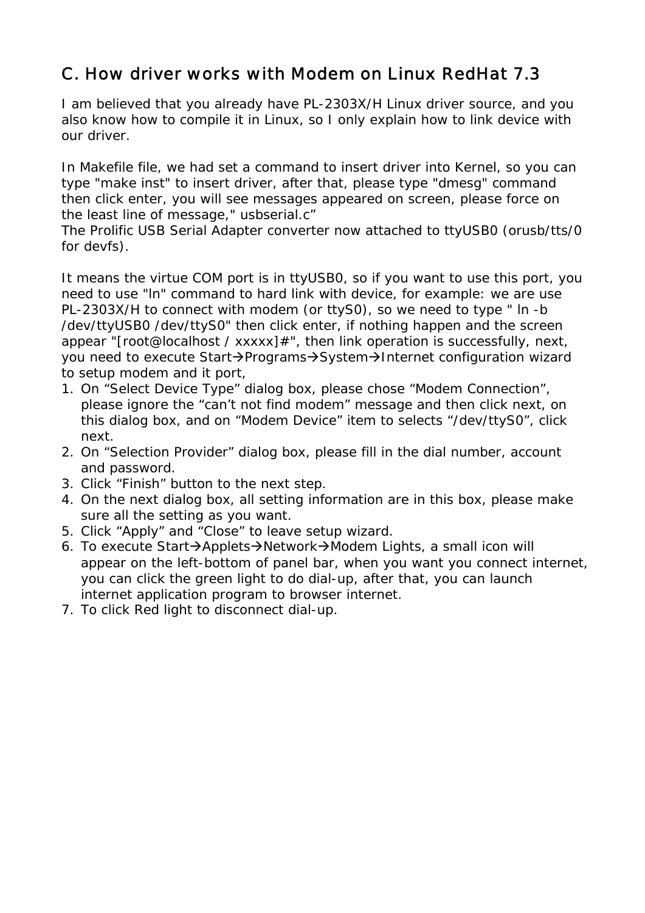## C. How driver works with Modem on Linux RedHat 7.3

I am believed that you already have PL-2303X/H Linux driver source, and you also know how to compile it in Linux, so I only explain how to link device with our driver.

In Makefile file, we had set a command to insert driver into Kernel, so you can type "make inst" to insert driver, after that, please type "dmesg" command then click enter, you will see messages appeared on screen, please force on the least line of message," usbserial.c"
The Prolific USB Serial Adapter converter now attached to ttyUSB0 (orusb/tts/0 for devfs).

It means the virtue COM port is in ttyUSB0, so if you want to use this port, you need to use "ln" command to hard link with device, for example: we are use PL-2303X/H to connect with modem (or ttyS0), so we need to type " ln -b /dev/ttyUSB0 /dev/ttyS0" then click enter, if nothing happen and the screen appear "[root@localhost / xxxxx]#", then link operation is successfully, next, you need to execute Start→Programs→System→Internet configuration wizard to setup modem and it port,

1. On "Select Device Type" dialog box, please chose "Modem Connection", please ignore the "can't not find modem" message and then click next, on this dialog box, and on "Modem Device" item to selects "/dev/ttyS0", click next.
2. On "Selection Provider" dialog box, please fill in the dial number, account and password.
3. Click "Finish" button to the next step.
4. On the next dialog box, all setting information are in this box, please make sure all the setting as you want.
5. Click "Apply" and "Close" to leave setup wizard.
6. To execute Start→Applets→Network→Modem Lights, a small icon will appear on the left-bottom of panel bar, when you want you connect internet, you can click the green light to do dial-up, after that, you can launch internet application program to browser internet.
7. To click Red light to disconnect dial-up.